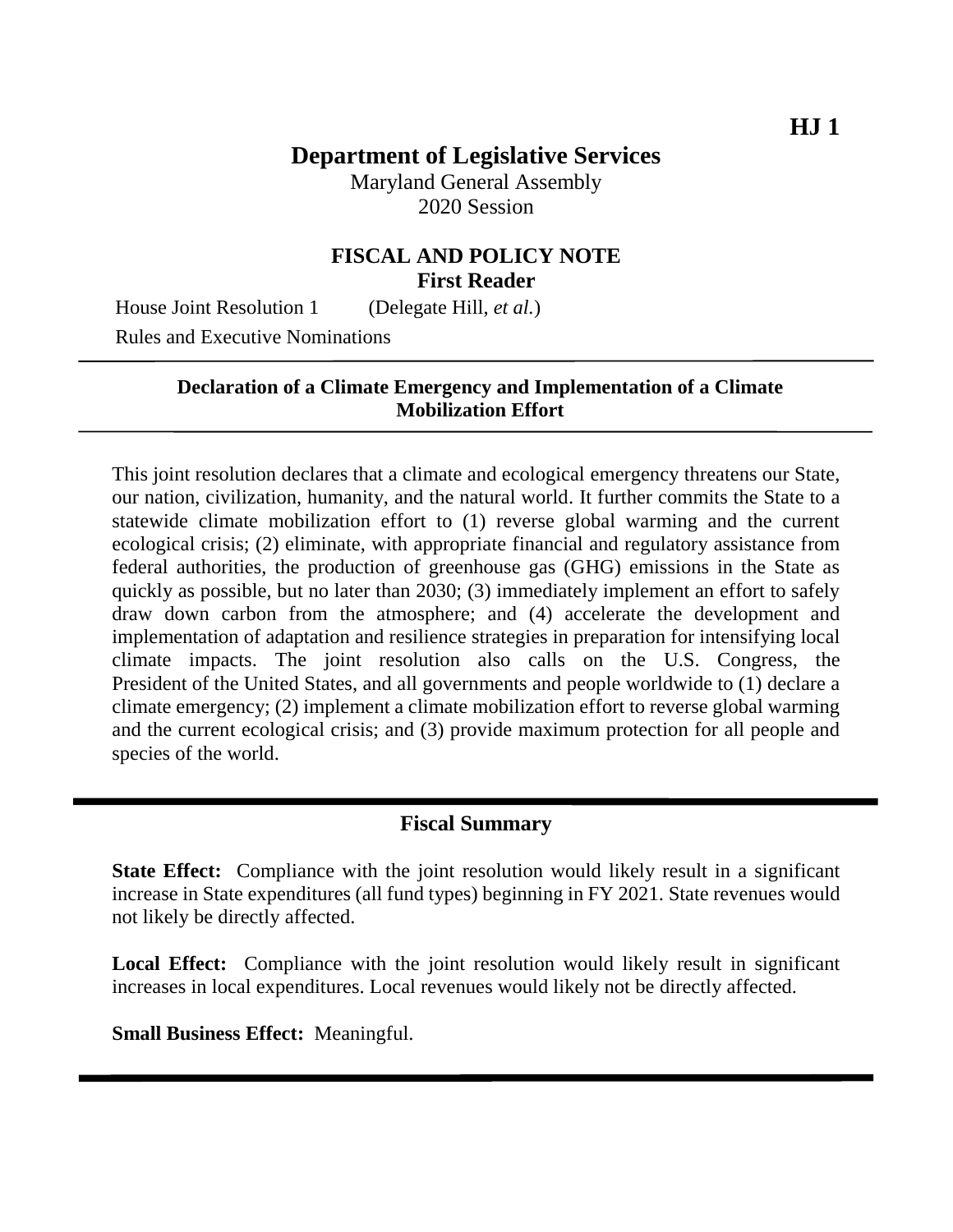**HJ 1**

# Department of Legislative Services

Maryland General Assembly
2020 Session

## FISCAL AND POLICY NOTE
**First Reader**

House Joint Resolution 1 (Delegate Hill, *et al.*)
Rules and Executive Nominations

---

**Declaration of a Climate Emergency and Implementation of a Climate Mobilization Effort**

---

This joint resolution declares that a climate and ecological emergency threatens our State, our nation, civilization, humanity, and the natural world. It further commits the State to a statewide climate mobilization effort to (1) reverse global warming and the current ecological crisis; (2) eliminate, with appropriate financial and regulatory assistance from federal authorities, the production of greenhouse gas (GHG) emissions in the State as quickly as possible, but no later than 2030; (3) immediately implement an effort to safely draw down carbon from the atmosphere; and (4) accelerate the development and implementation of adaptation and resilience strategies in preparation for intensifying local climate impacts. The joint resolution also calls on the U.S. Congress, the President of the United States, and all governments and people worldwide to (1) declare a climate emergency; (2) implement a climate mobilization effort to reverse global warming and the current ecological crisis; and (3) provide maximum protection for all people and species of the world.

---

## Fiscal Summary

**State Effect:** Compliance with the joint resolution would likely result in a significant increase in State expenditures (all fund types) beginning in FY 2021. State revenues would not likely be directly affected.

**Local Effect:** Compliance with the joint resolution would likely result in significant increases in local expenditures. Local revenues would likely not be directly affected.

**Small Business Effect:** Meaningful.

---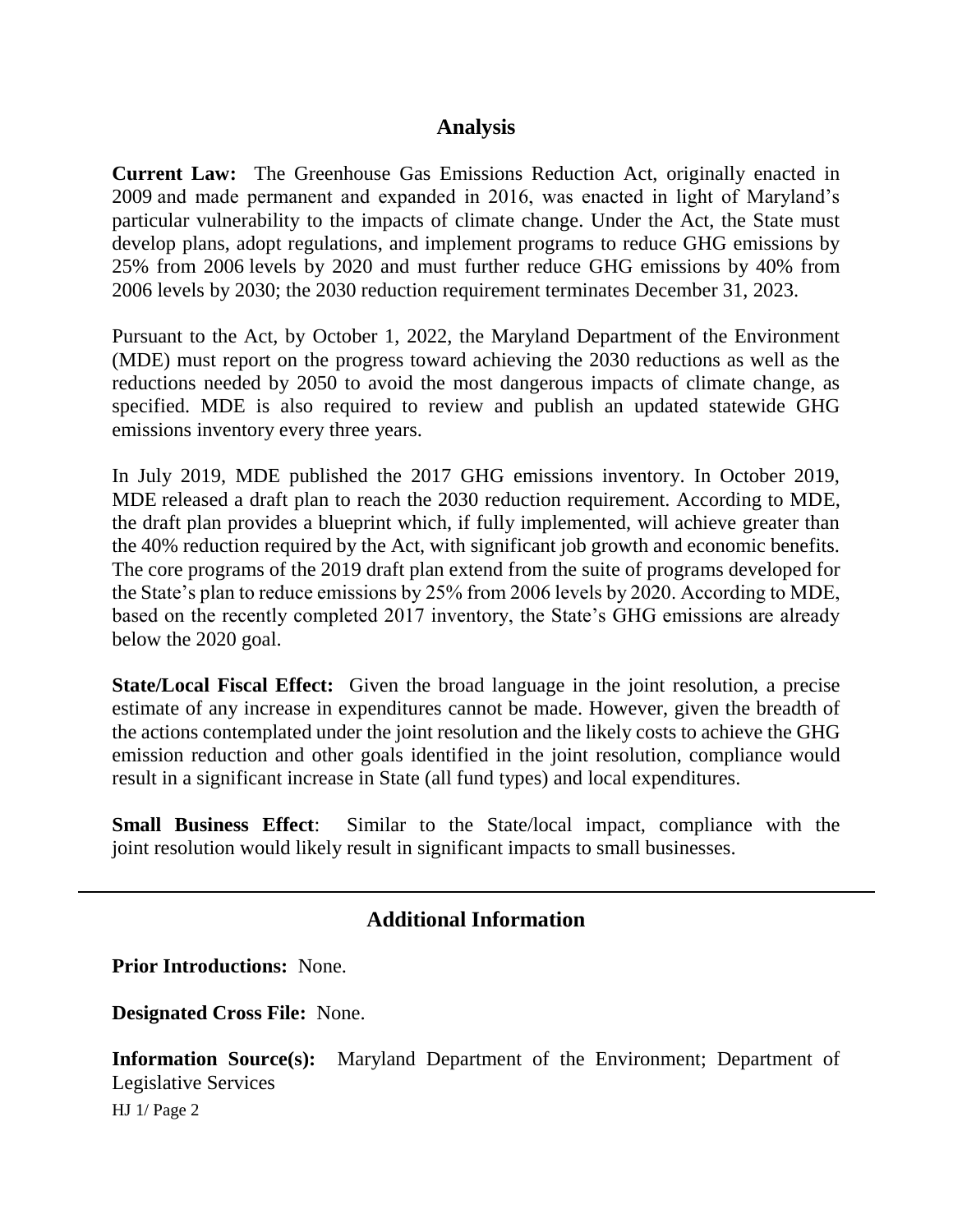## Analysis

**Current Law:** The Greenhouse Gas Emissions Reduction Act, originally enacted in 2009 and made permanent and expanded in 2016, was enacted in light of Maryland's particular vulnerability to the impacts of climate change. Under the Act, the State must develop plans, adopt regulations, and implement programs to reduce GHG emissions by 25% from 2006 levels by 2020 and must further reduce GHG emissions by 40% from 2006 levels by 2030; the 2030 reduction requirement terminates December 31, 2023.

Pursuant to the Act, by October 1, 2022, the Maryland Department of the Environment (MDE) must report on the progress toward achieving the 2030 reductions as well as the reductions needed by 2050 to avoid the most dangerous impacts of climate change, as specified. MDE is also required to review and publish an updated statewide GHG emissions inventory every three years.

In July 2019, MDE published the 2017 GHG emissions inventory. In October 2019, MDE released a draft plan to reach the 2030 reduction requirement. According to MDE, the draft plan provides a blueprint which, if fully implemented, will achieve greater than the 40% reduction required by the Act, with significant job growth and economic benefits. The core programs of the 2019 draft plan extend from the suite of programs developed for the State's plan to reduce emissions by 25% from 2006 levels by 2020. According to MDE, based on the recently completed 2017 inventory, the State's GHG emissions are already below the 2020 goal.

**State/Local Fiscal Effect:** Given the broad language in the joint resolution, a precise estimate of any increase in expenditures cannot be made. However, given the breadth of the actions contemplated under the joint resolution and the likely costs to achieve the GHG emission reduction and other goals identified in the joint resolution, compliance would result in a significant increase in State (all fund types) and local expenditures.

**Small Business Effect**: Similar to the State/local impact, compliance with the joint resolution would likely result in significant impacts to small businesses.

---

## Additional Information

**Prior Introductions:** None.

**Designated Cross File:** None.

**Information Source(s):** Maryland Department of the Environment; Department of Legislative Services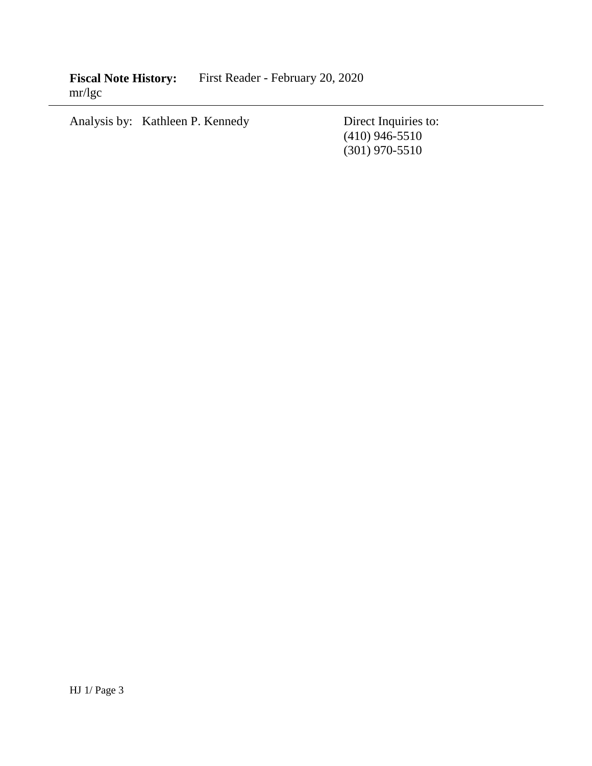**Fiscal Note History:** First Reader - February 20, 2020
mr/lgc

---

Analysis by: Kathleen P. Kennedy

Direct Inquiries to:
(410) 946-5510
(301) 970-5510